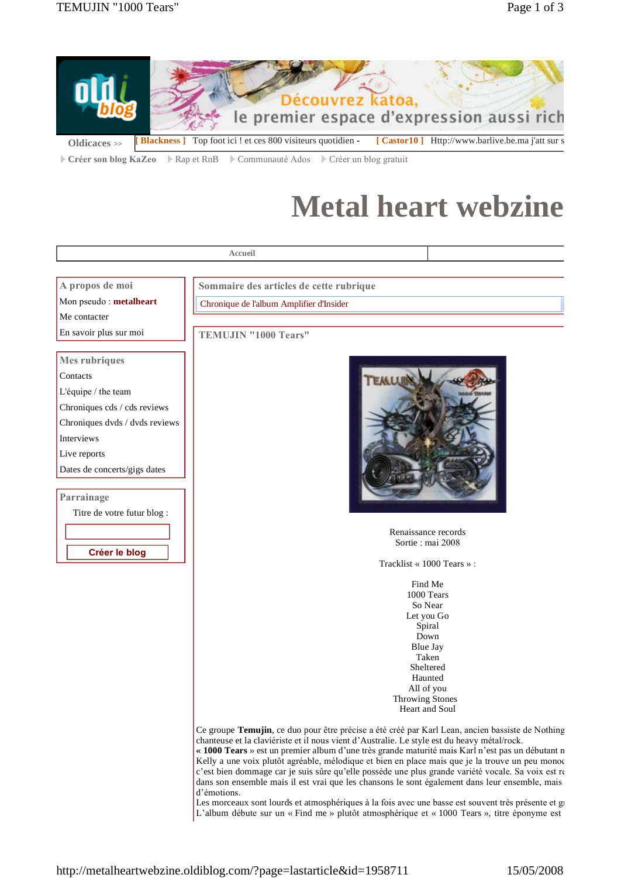Oldicaces >> [ Blackness ] Top foot ici ! et ces 800 visiteurs quotidien - [ Castor10 ] Http://www.barlive.be.ma j'att sur s

Créer son blog KaZeo | Rap et RnB | Communauté Ados | Créer un blog gratuit

# Metal heart webzine

Accueil

**A propos de moi**

Mon pseudo : **metalheart**

Me contacter

En savoir plus sur moi

**Mes rubriques**

Contacts

L'équipe / the team

Chroniques cds / cds reviews

Chroniques dvds / dvds reviews

Interviews

Live reports

Dates de concerts/gigs dates

**Parrainage**

Titre de votre futur blog :

Créer le blog

**Sommaire des articles de cette rubrique**

Chronique de l'album Amplifier d'Insider

## TEMUJIN "1000 Tears"

Renaissance records
Sortie : mai 2008

Tracklist « 1000 Tears » :

Find Me
1000 Tears
So Near
Let you Go
Spiral
Down
Blue Jay
Taken
Sheltered
Haunted
All of you
Throwing Stones
Heart and Soul

Ce groupe **Temujin**, ce duo pour être précise a été créé par Karl Lean, ancien bassiste de Nothing chanteuse et la claviériste et il nous vient d'Australie. Le style est du heavy métal/rock.
**« 1000 Tears »** est un premier album d'une très grande maturité mais Karl n'est pas un débutant n Kelly a une voix plutôt agréable, mélodique et bien en place mais que je la trouve un peu monoc c'est bien dommage car je suis sûre qu'elle possède une plus grande variété vocale. Sa voix est re dans son ensemble mais il est vrai que les chansons le sont également dans leur ensemble, mais d'émotions.
Les morceaux sont lourds et atmosphériques à la fois avec une basse est souvent très présente et g L'album débute sur un « Find me » plutôt atmosphérique et « 1000 Tears », titre éponyme est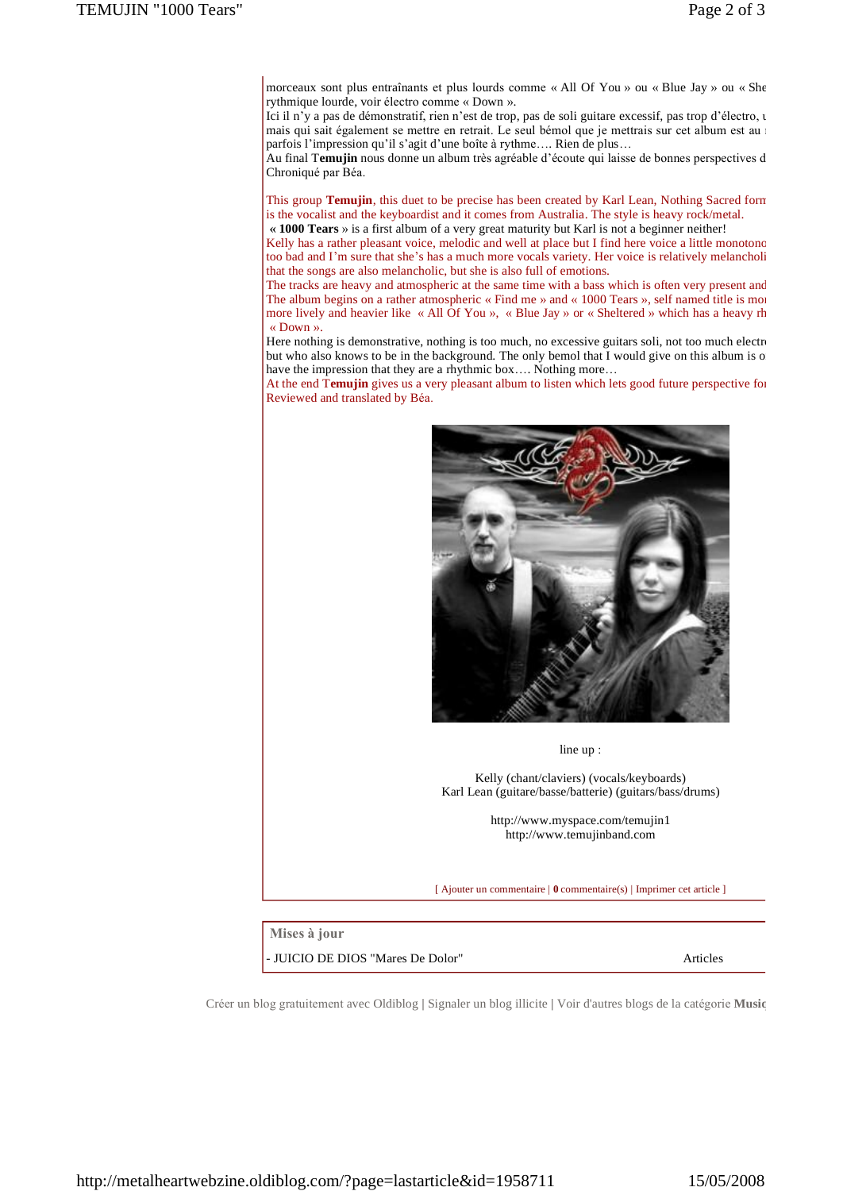morceaux sont plus entraînants et plus lourds comme « All Of You » ou « Blue Jay » ou « She rythmique lourde, voir électro comme « Down ».
Ici il n'y a pas de démonstratif, rien n'est de trop, pas de soli guitare excessif, pas trop d'électro, u mais qui sait également se mettre en retrait. Le seul bémol que je mettrais sur cet album est au parfois l'impression qu'il s'agit d'une boîte à rythme…. Rien de plus…
Au final T**emujin** nous donne un album très agréable d'écoute qui laisse de bonnes perspectives d Chroniqué par Béa.

This group **Temujin**, this duet to be precise has been created by Karl Lean, Nothing Sacred form is the vocalist and the keyboardist and it comes from Australia. The style is heavy rock/metal.
**« 1000 Tears** » is a first album of a very great maturity but Karl is not a beginner neither!
Kelly has a rather pleasant voice, melodic and well at place but I find here voice a little monotono too bad and I'm sure that she's has a much more vocals variety. Her voice is relatively melancholi that the songs are also melancholic, but she is also full of emotions.
The tracks are heavy and atmospheric at the same time with a bass which is often very present and The album begins on a rather atmospheric « Find me » and « 1000 Tears », self named title is mor more lively and heavier like « All Of You », « Blue Jay » or « Sheltered » which has a heavy rh « Down ».
Here nothing is demonstrative, nothing is too much, no excessive guitars soli, not too much electr but who also knows to be in the background. The only bemol that I would give on this album is o have the impression that they are a rhythmic box…. Nothing more…
At the end T**emujin** gives us a very pleasant album to listen which lets good future perspective fo Reviewed and translated by Béa.

line up :

Kelly (chant/claviers) (vocals/keyboards)
Karl Lean (guitare/basse/batterie) (guitars/bass/drums)

http://www.myspace.com/temujin1
http://www.temujinband.com

[ Ajouter un commentaire | **0** commentaire(s) | Imprimer cet article ]

**Mises à jour**

- JUICIO DE DIOS "Mares De Dolor" Articles

Créer un blog gratuitement avec Oldiblog | Signaler un blog illicite | Voir d'autres blogs de la catégorie **Music**